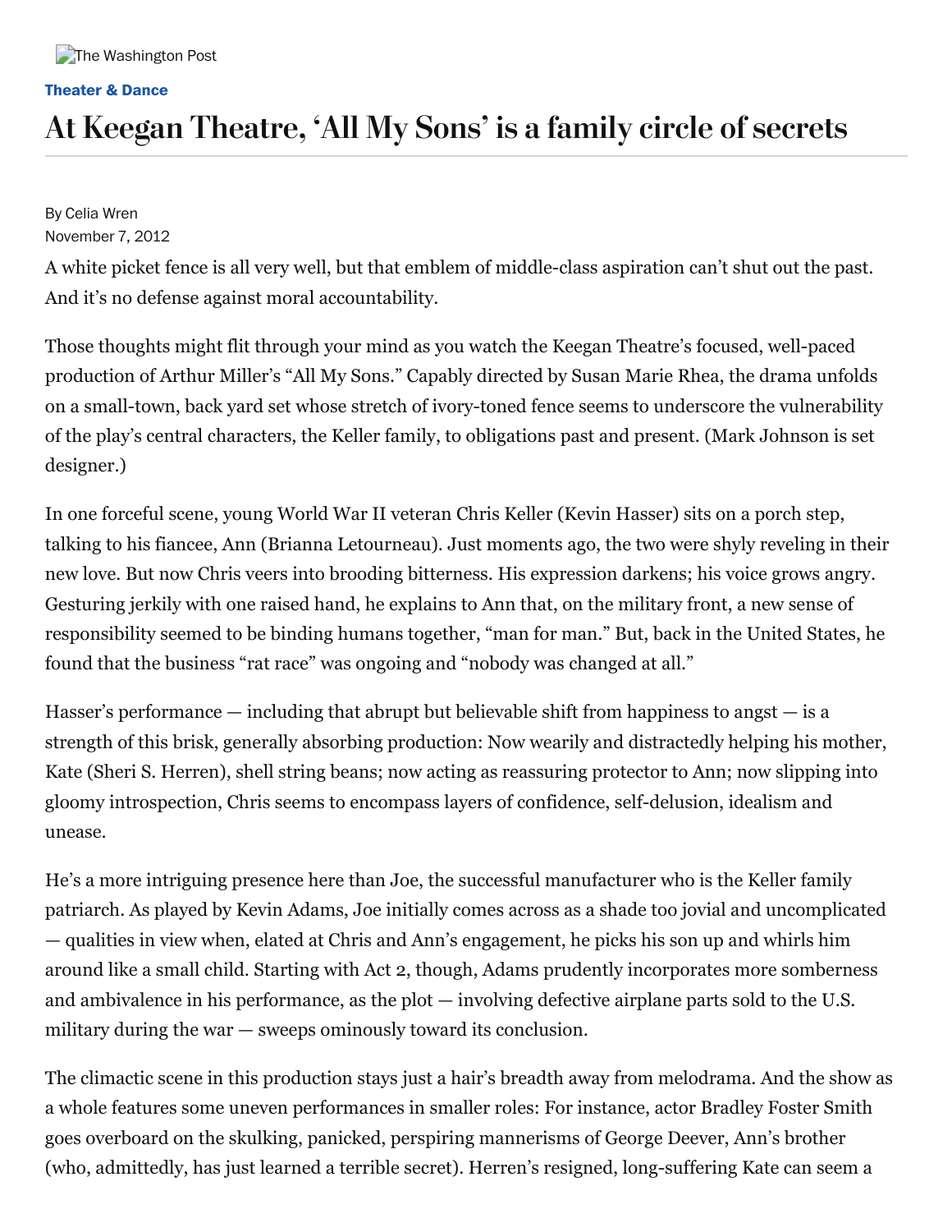The Washington Post

**Theater & Dance**

# At Keegan Theatre, 'All My Sons' is a family circle of secrets

By Celia Wren
November 7, 2012

A white picket fence is all very well, but that emblem of middle-class aspiration can't shut out the past. And it's no defense against moral accountability.

Those thoughts might flit through your mind as you watch the Keegan Theatre's focused, well-paced production of Arthur Miller's "All My Sons." Capably directed by Susan Marie Rhea, the drama unfolds on a small-town, back yard set whose stretch of ivory-toned fence seems to underscore the vulnerability of the play's central characters, the Keller family, to obligations past and present. (Mark Johnson is set designer.)

In one forceful scene, young World War II veteran Chris Keller (Kevin Hasser) sits on a porch step, talking to his fiancee, Ann (Brianna Letourneau). Just moments ago, the two were shyly reveling in their new love. But now Chris veers into brooding bitterness. His expression darkens; his voice grows angry. Gesturing jerkily with one raised hand, he explains to Ann that, on the military front, a new sense of responsibility seemed to be binding humans together, "man for man." But, back in the United States, he found that the business "rat race" was ongoing and "nobody was changed at all."

Hasser's performance — including that abrupt but believable shift from happiness to angst — is a strength of this brisk, generally absorbing production: Now wearily and distractedly helping his mother, Kate (Sheri S. Herren), shell string beans; now acting as reassuring protector to Ann; now slipping into gloomy introspection, Chris seems to encompass layers of confidence, self-delusion, idealism and unease.

He's a more intriguing presence here than Joe, the successful manufacturer who is the Keller family patriarch. As played by Kevin Adams, Joe initially comes across as a shade too jovial and uncomplicated — qualities in view when, elated at Chris and Ann's engagement, he picks his son up and whirls him around like a small child. Starting with Act 2, though, Adams prudently incorporates more somberness and ambivalence in his performance, as the plot — involving defective airplane parts sold to the U.S. military during the war — sweeps ominously toward its conclusion.

The climactic scene in this production stays just a hair's breadth away from melodrama. And the show as a whole features some uneven performances in smaller roles: For instance, actor Bradley Foster Smith goes overboard on the skulking, panicked, perspiring mannerisms of George Deever, Ann's brother (who, admittedly, has just learned a terrible secret). Herren's resigned, long-suffering Kate can seem a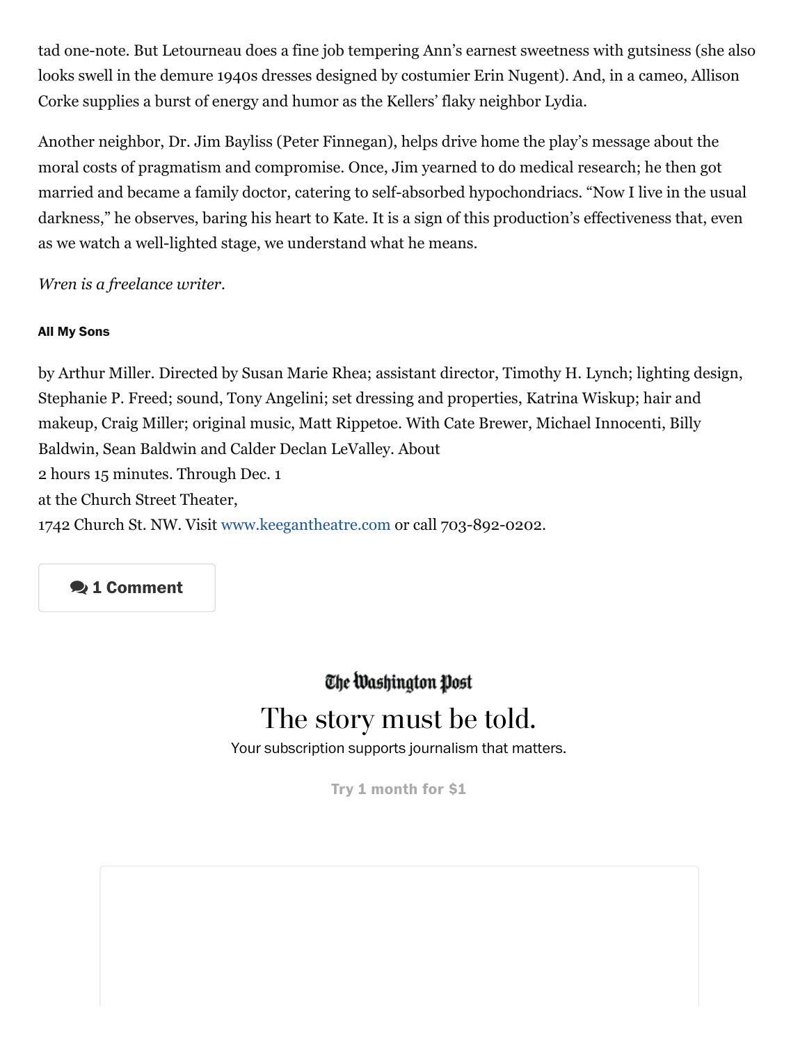tad one-note. But Letourneau does a fine job tempering Ann's earnest sweetness with gutsiness (she also looks swell in the demure 1940s dresses designed by costumier Erin Nugent). And, in a cameo, Allison Corke supplies a burst of energy and humor as the Kellers' flaky neighbor Lydia.

Another neighbor, Dr. Jim Bayliss (Peter Finnegan), helps drive home the play's message about the moral costs of pragmatism and compromise. Once, Jim yearned to do medical research; he then got married and became a family doctor, catering to self-absorbed hypochondriacs. "Now I live in the usual darkness," he observes, baring his heart to Kate. It is a sign of this production's effectiveness that, even as we watch a well-lighted stage, we understand what he means.

*Wren is a freelance writer.*

**All My Sons**

by Arthur Miller. Directed by Susan Marie Rhea; assistant director, Timothy H. Lynch; lighting design, Stephanie P. Freed; sound, Tony Angelini; set dressing and properties, Katrina Wiskup; hair and makeup, Craig Miller; original music, Matt Rippetoe. With Cate Brewer, Michael Innocenti, Billy Baldwin, Sean Baldwin and Calder Declan LeValley. About 2 hours 15 minutes. Through Dec. 1 at the Church Street Theater, 1742 Church St. NW. Visit www.keegantheatre.com or call 703-892-0202.

1 Comment

The Washington Post

The story must be told.

Your subscription supports journalism that matters.

Try 1 month for $1